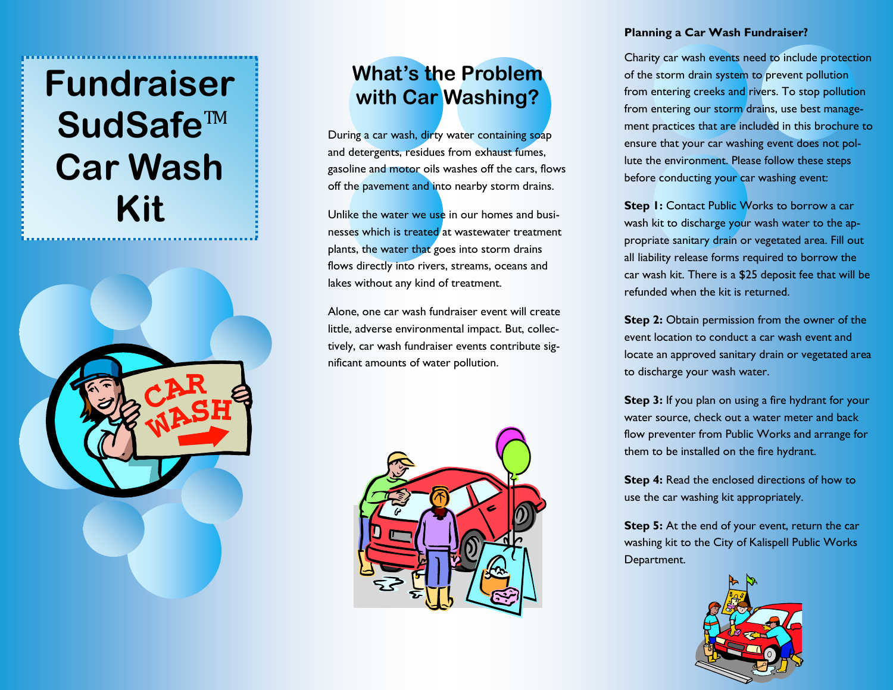# Fundraiser SudSafe™ Car Wash Kit

## What's the Problem with Car Washing?

During a car wash, dirty water containing soap and detergents, residues from exhaust fumes, gasoline and motor oils washes off the cars, flows off the pavement and into nearby storm drains.

Unlike the water we use in our homes and businesses which is treated at wastewater treatment plants, the water that goes into storm drains flows directly into rivers, streams, oceans and lakes without any kind of treatment.

Alone, one car wash fundraiser event will create little, adverse environmental impact. But, collectively, car wash fundraiser events contribute significant amounts of water pollution.

### Planning a Car Wash Fundraiser?

Charity car wash events need to include protection of the storm drain system to prevent pollution from entering creeks and rivers. To stop pollution from entering our storm drains, use best management practices that are included in this brochure to ensure that your car washing event does not pollute the environment. Please follow these steps before conducting your car washing event:

**Step 1:** Contact Public Works to borrow a car wash kit to discharge your wash water to the appropriate sanitary drain or vegetated area. Fill out all liability release forms required to borrow the car wash kit. There is a $25 deposit fee that will be refunded when the kit is returned.

**Step 2:** Obtain permission from the owner of the event location to conduct a car wash event and locate an approved sanitary drain or vegetated area to discharge your wash water.

**Step 3:** If you plan on using a fire hydrant for your water source, check out a water meter and back flow preventer from Public Works and arrange for them to be installed on the fire hydrant.

**Step 4:** Read the enclosed directions of how to use the car washing kit appropriately.

**Step 5:** At the end of your event, return the car washing kit to the City of Kalispell Public Works Department.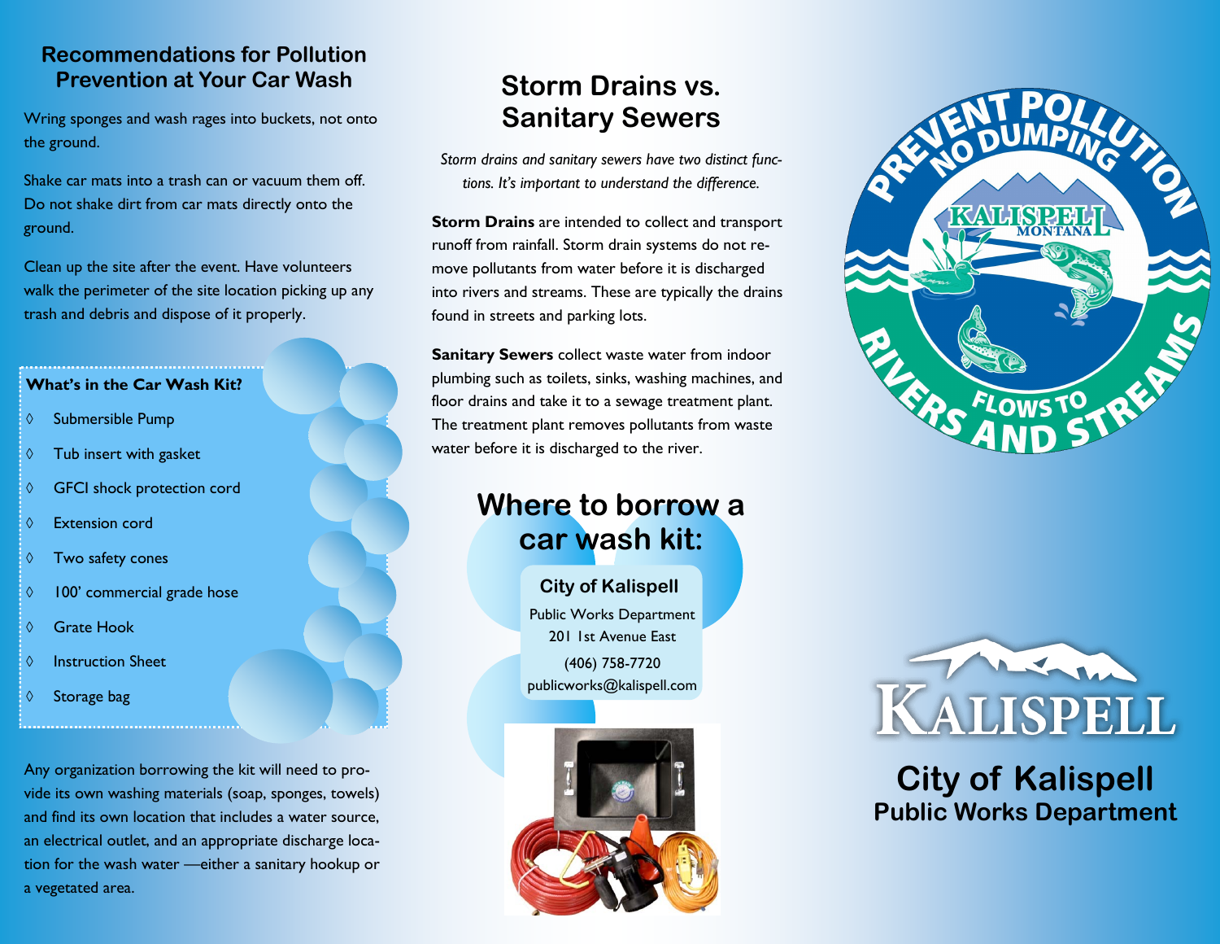## Recommendations for Pollution Prevention at Your Car Wash

Wring sponges and wash rages into buckets, not onto the ground.

Shake car mats into a trash can or vacuum them off. Do not shake dirt from car mats directly onto the ground.

Clean up the site after the event. Have volunteers walk the perimeter of the site location picking up any trash and debris and dispose of it properly.

**What's in the Car Wash Kit?**

- Submersible Pump
- Tub insert with gasket
- GFCI shock protection cord
- Extension cord
- Two safety cones
- 100' commercial grade hose
- Grate Hook
- Instruction Sheet
- Storage bag

Any organization borrowing the kit will need to provide its own washing materials (soap, sponges, towels) and find its own location that includes a water source, an electrical outlet, and an appropriate discharge location for the wash water —either a sanitary hookup or a vegetated area.

## Storm Drains vs. Sanitary Sewers

*Storm drains and sanitary sewers have two distinct functions. It's important to understand the difference.*

**Storm Drains** are intended to collect and transport runoff from rainfall. Storm drain systems do not remove pollutants from water before it is discharged into rivers and streams. These are typically the drains found in streets and parking lots.

**Sanitary Sewers** collect waste water from indoor plumbing such as toilets, sinks, washing machines, and floor drains and take it to a sewage treatment plant. The treatment plant removes pollutants from waste water before it is discharged to the river.

## Where to borrow a car wash kit:

**City of Kalispell**
Public Works Department
201 1st Avenue East
(406) 758-7720
publicworks@kalispell.com

PREVENT POLLUTION
NO DUMPING
KALISPELL MONTANA
FLOWS TO
RIVERS AND STREAMS

KALISPELL

## City of Kalispell
### Public Works Department